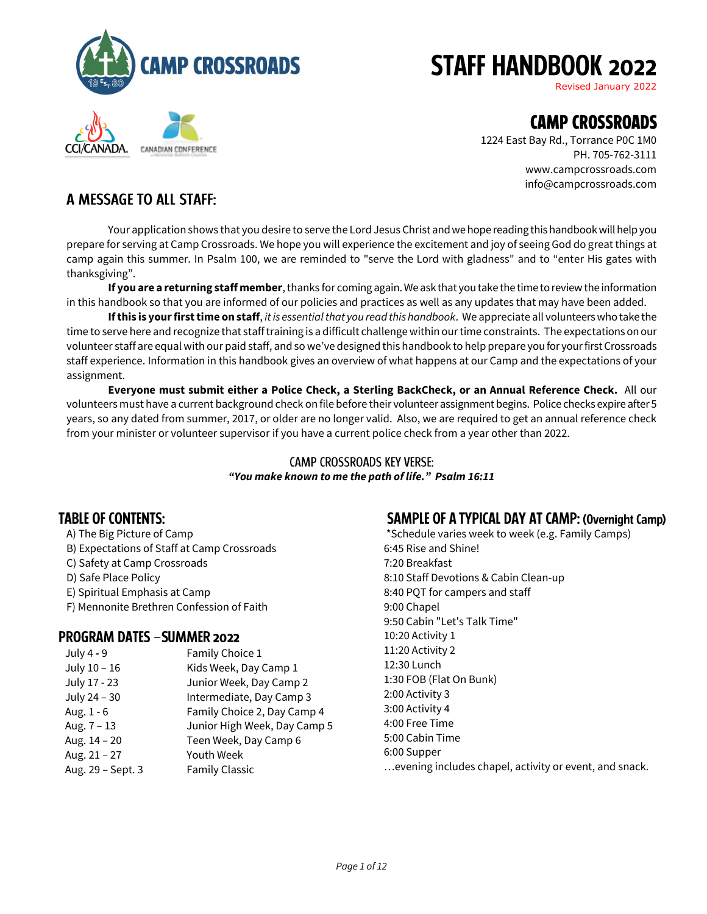# CAMP CROSSROADS

# STAFF HANDBOOK 2022

Revised January 2022

## CAMP CROSSROADS

1224 East Bay Rd., Torrance P0C 1M0
PH. 705-762-3111
www.campcrossroads.com
info@campcrossroads.com

## A MESSAGE TO ALL STAFF:

Your application shows that you desire to serve the Lord Jesus Christ and we hope reading this handbook will help you prepare for serving at Camp Crossroads. We hope you will experience the excitement and joy of seeing God do great things at camp again this summer. In Psalm 100, we are reminded to "serve the Lord with gladness" and to "enter His gates with thanksgiving".

**If you are a returning staff member**, thanks for coming again. We ask that you take the time to review the information in this handbook so that you are informed of our policies and practices as well as any updates that may have been added.

**If this is your first time on staff**, *it is essential that you read this handbook*. We appreciate all volunteers who take the time to serve here and recognize that staff training is a difficult challenge within our time constraints. The expectations on our volunteer staff are equal with our paid staff, and so we've designed this handbook to help prepare you for your first Crossroads staff experience. Information in this handbook gives an overview of what happens at our Camp and the expectations of your assignment.

**Everyone must submit either a Police Check, a Sterling BackCheck, or an Annual Reference Check.** All our volunteers must have a current background check on file before their volunteer assignment begins. Police checks expire after 5 years, so any dated from summer, 2017, or older are no longer valid. Also, we are required to get an annual reference check from your minister or volunteer supervisor if you have a current police check from a year other than 2022.

### CAMP CROSSROADS KEY VERSE:

***"You make known to me the path of life." Psalm 16:11***

## TABLE OF CONTENTS:

A) The Big Picture of Camp
B) Expectations of Staff at Camp Crossroads
C) Safety at Camp Crossroads
D) Safe Place Policy
E) Spiritual Emphasis at Camp
F) Mennonite Brethren Confession of Faith

## PROGRAM DATES – SUMMER 2022

| | |
|---|---|
| July 4 - 9 | Family Choice 1 |
| July 10 – 16 | Kids Week, Day Camp 1 |
| July 17 - 23 | Junior Week, Day Camp 2 |
| July 24 – 30 | Intermediate, Day Camp 3 |
| Aug. 1 - 6 | Family Choice 2, Day Camp 4 |
| Aug. 7 – 13 | Junior High Week, Day Camp 5 |
| Aug. 14 – 20 | Teen Week, Day Camp 6 |
| Aug. 21 – 27 | Youth Week |
| Aug. 29 – Sept. 3 | Family Classic |

## SAMPLE OF A TYPICAL DAY AT CAMP: (Overnight Camp)

*Schedule varies week to week (e.g. Family Camps)
6:45 Rise and Shine!
7:20 Breakfast
8:10 Staff Devotions & Cabin Clean-up
8:40 PQT for campers and staff
9:00 Chapel
9:50 Cabin "Let's Talk Time"
10:20 Activity 1
11:20 Activity 2
12:30 Lunch
1:30 FOB (Flat On Bunk)
2:00 Activity 3
3:00 Activity 4
4:00 Free Time
5:00 Cabin Time
6:00 Supper
…evening includes chapel, activity or event, and snack.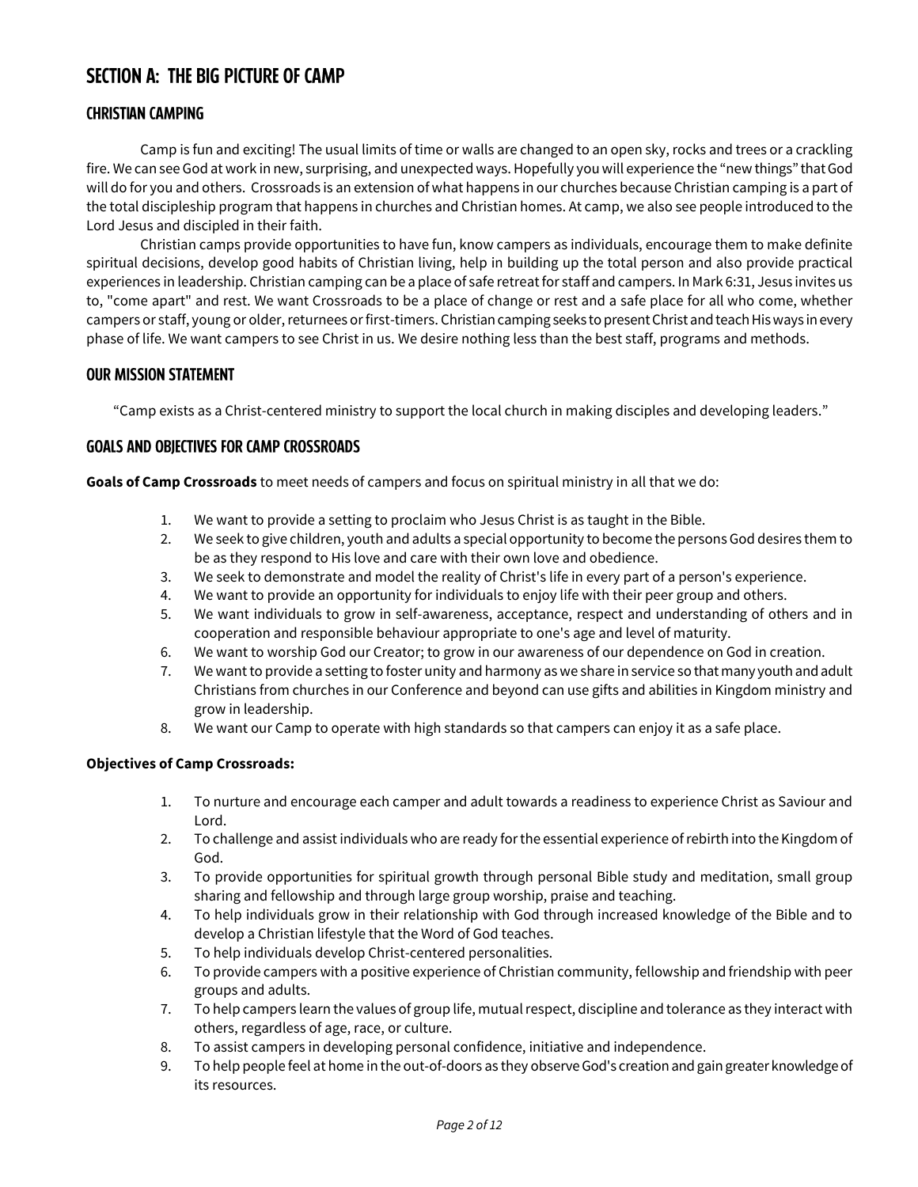# SECTION A: THE BIG PICTURE OF CAMP

## CHRISTIAN CAMPING

Camp is fun and exciting! The usual limits of time or walls are changed to an open sky, rocks and trees or a crackling fire. We can see God at work in new, surprising, and unexpected ways. Hopefully you will experience the "new things" that God will do for you and others. Crossroads is an extension of what happens in our churches because Christian camping is a part of the total discipleship program that happens in churches and Christian homes. At camp, we also see people introduced to the Lord Jesus and discipled in their faith.

Christian camps provide opportunities to have fun, know campers as individuals, encourage them to make definite spiritual decisions, develop good habits of Christian living, help in building up the total person and also provide practical experiences in leadership. Christian camping can be a place of safe retreat for staff and campers. In Mark 6:31, Jesus invites us to, "come apart" and rest. We want Crossroads to be a place of change or rest and a safe place for all who come, whether campers or staff, young or older, returnees or first-timers. Christian camping seeks to present Christ and teach His ways in every phase of life. We want campers to see Christ in us. We desire nothing less than the best staff, programs and methods.

## OUR MISSION STATEMENT

"Camp exists as a Christ-centered ministry to support the local church in making disciples and developing leaders."

## GOALS AND OBJECTIVES FOR CAMP CROSSROADS

**Goals of Camp Crossroads** to meet needs of campers and focus on spiritual ministry in all that we do:

1. We want to provide a setting to proclaim who Jesus Christ is as taught in the Bible.
2. We seek to give children, youth and adults a special opportunity to become the persons God desires them to be as they respond to His love and care with their own love and obedience.
3. We seek to demonstrate and model the reality of Christ's life in every part of a person's experience.
4. We want to provide an opportunity for individuals to enjoy life with their peer group and others.
5. We want individuals to grow in self-awareness, acceptance, respect and understanding of others and in cooperation and responsible behaviour appropriate to one's age and level of maturity.
6. We want to worship God our Creator; to grow in our awareness of our dependence on God in creation.
7. We want to provide a setting to foster unity and harmony as we share in service so that many youth and adult Christians from churches in our Conference and beyond can use gifts and abilities in Kingdom ministry and grow in leadership.
8. We want our Camp to operate with high standards so that campers can enjoy it as a safe place.

**Objectives of Camp Crossroads:**

1. To nurture and encourage each camper and adult towards a readiness to experience Christ as Saviour and Lord.
2. To challenge and assist individuals who are ready for the essential experience of rebirth into the Kingdom of God.
3. To provide opportunities for spiritual growth through personal Bible study and meditation, small group sharing and fellowship and through large group worship, praise and teaching.
4. To help individuals grow in their relationship with God through increased knowledge of the Bible and to develop a Christian lifestyle that the Word of God teaches.
5. To help individuals develop Christ-centered personalities.
6. To provide campers with a positive experience of Christian community, fellowship and friendship with peer groups and adults.
7. To help campers learn the values of group life, mutual respect, discipline and tolerance as they interact with others, regardless of age, race, or culture.
8. To assist campers in developing personal confidence, initiative and independence.
9. To help people feel at home in the out-of-doors as they observe God's creation and gain greater knowledge of its resources.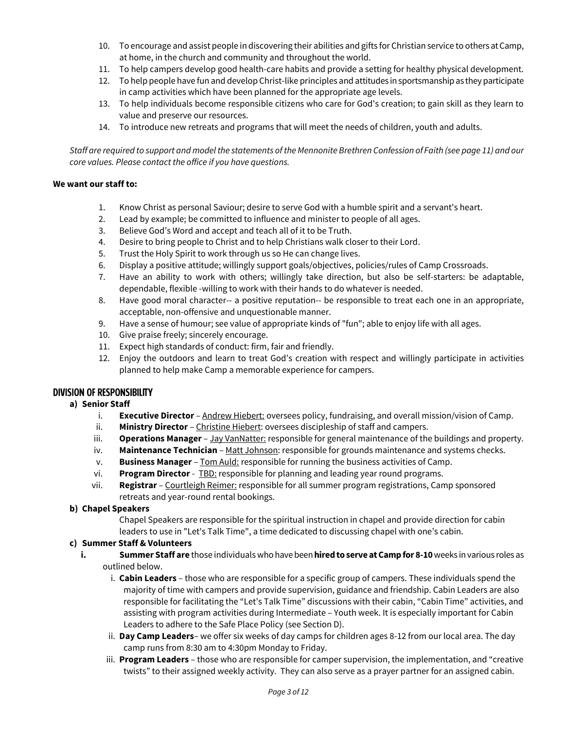10. To encourage and assist people in discovering their abilities and gifts for Christian service to others at Camp, at home, in the church and community and throughout the world.
11. To help campers develop good health-care habits and provide a setting for healthy physical development.
12. To help people have fun and develop Christ-like principles and attitudes in sportsmanship as they participate in camp activities which have been planned for the appropriate age levels.
13. To help individuals become responsible citizens who care for God's creation; to gain skill as they learn to value and preserve our resources.
14. To introduce new retreats and programs that will meet the needs of children, youth and adults.

*Staff are required to support and model the statements of the Mennonite Brethren Confession of Faith (see page 11) and our core values. Please contact the office if you have questions.*

**We want our staff to:**

1. Know Christ as personal Saviour; desire to serve God with a humble spirit and a servant's heart.
2. Lead by example; be committed to influence and minister to people of all ages.
3. Believe God's Word and accept and teach all of it to be Truth.
4. Desire to bring people to Christ and to help Christians walk closer to their Lord.
5. Trust the Holy Spirit to work through us so He can change lives.
6. Display a positive attitude; willingly support goals/objectives, policies/rules of Camp Crossroads.
7. Have an ability to work with others; willingly take direction, but also be self-starters: be adaptable, dependable, flexible -willing to work with their hands to do whatever is needed.
8. Have good moral character-- a positive reputation-- be responsible to treat each one in an appropriate, acceptable, non-offensive and unquestionable manner.
9. Have a sense of humour; see value of appropriate kinds of "fun"; able to enjoy life with all ages.
10. Give praise freely; sincerely encourage.
11. Expect high standards of conduct: firm, fair and friendly.
12. Enjoy the outdoors and learn to treat God's creation with respect and willingly participate in activities planned to help make Camp a memorable experience for campers.

## DIVISION OF RESPONSIBILITY

**a) Senior Staff**

i. **Executive Director** – Andrew Hiebert: oversees policy, fundraising, and overall mission/vision of Camp.
ii. **Ministry Director** – Christine Hiebert: oversees discipleship of staff and campers.
iii. **Operations Manager** – Jay VanNatter: responsible for general maintenance of the buildings and property.
iv. **Maintenance Technician** – Matt Johnson: responsible for grounds maintenance and systems checks.
v. **Business Manager** – Tom Auld: responsible for running the business activities of Camp.
vi. **Program Director** - TBD: responsible for planning and leading year round programs.
vii. **Registrar** – Courtleigh Reimer: responsible for all summer program registrations, Camp sponsored retreats and year-round rental bookings.

**b) Chapel Speakers**

Chapel Speakers are responsible for the spiritual instruction in chapel and provide direction for cabin leaders to use in "Let's Talk Time", a time dedicated to discussing chapel with one's cabin.

**c) Summer Staff & Volunteers**

**i. Summer Staff are** those individuals who have been **hired to serve at Camp for 8-10** weeks in various roles as outlined below.

i. **Cabin Leaders** – those who are responsible for a specific group of campers. These individuals spend the majority of time with campers and provide supervision, guidance and friendship. Cabin Leaders are also responsible for facilitating the "Let's Talk Time" discussions with their cabin, "Cabin Time" activities, and assisting with program activities during Intermediate – Youth week. It is especially important for Cabin Leaders to adhere to the Safe Place Policy (see Section D).
ii. **Day Camp Leaders**– we offer six weeks of day camps for children ages 8-12 from our local area. The day camp runs from 8:30 am to 4:30pm Monday to Friday.
iii. **Program Leaders** – those who are responsible for camper supervision, the implementation, and "creative twists" to their assigned weekly activity. They can also serve as a prayer partner for an assigned cabin.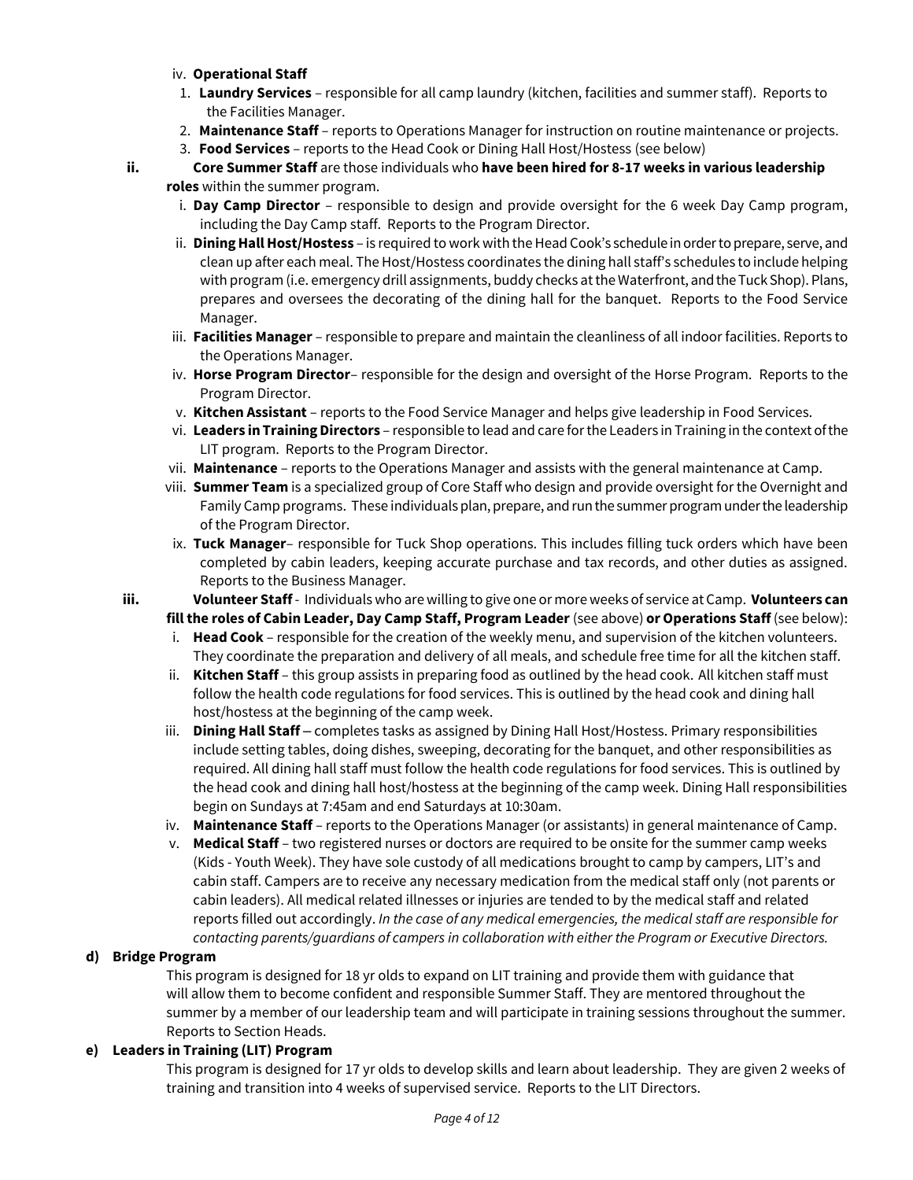iv. **Operational Staff**

1. **Laundry Services** – responsible for all camp laundry (kitchen, facilities and summer staff). Reports to the Facilities Manager.
2. **Maintenance Staff** – reports to Operations Manager for instruction on routine maintenance or projects.
3. **Food Services** – reports to the Head Cook or Dining Hall Host/Hostess (see below)

**ii.** **Core Summer Staff** are those individuals who **have been hired for 8-17 weeks in various leadership roles** within the summer program.

i. **Day Camp Director** – responsible to design and provide oversight for the 6 week Day Camp program, including the Day Camp staff. Reports to the Program Director.

ii. **Dining Hall Host/Hostess** – is required to work with the Head Cook's schedule in order to prepare, serve, and clean up after each meal. The Host/Hostess coordinates the dining hall staff's schedules to include helping with program (i.e. emergency drill assignments, buddy checks at the Waterfront, and the Tuck Shop). Plans, prepares and oversees the decorating of the dining hall for the banquet. Reports to the Food Service Manager.

iii. **Facilities Manager** – responsible to prepare and maintain the cleanliness of all indoor facilities. Reports to the Operations Manager.

iv. **Horse Program Director**– responsible for the design and oversight of the Horse Program. Reports to the Program Director.

v. **Kitchen Assistant** – reports to the Food Service Manager and helps give leadership in Food Services.

vi. **Leaders in Training Directors** – responsible to lead and care for the Leaders in Training in the context of the LIT program. Reports to the Program Director.

vii. **Maintenance** – reports to the Operations Manager and assists with the general maintenance at Camp.

viii. **Summer Team** is a specialized group of Core Staff who design and provide oversight for the Overnight and Family Camp programs. These individuals plan, prepare, and run the summer program under the leadership of the Program Director.

ix. **Tuck Manager**– responsible for Tuck Shop operations. This includes filling tuck orders which have been completed by cabin leaders, keeping accurate purchase and tax records, and other duties as assigned. Reports to the Business Manager.

**iii.** **Volunteer Staff** - Individuals who are willing to give one or more weeks of service at Camp. **Volunteers can fill the roles of Cabin Leader, Day Camp Staff, Program Leader** (see above) **or Operations Staff** (see below):

i. **Head Cook** – responsible for the creation of the weekly menu, and supervision of the kitchen volunteers. They coordinate the preparation and delivery of all meals, and schedule free time for all the kitchen staff.

ii. **Kitchen Staff** – this group assists in preparing food as outlined by the head cook. All kitchen staff must follow the health code regulations for food services. This is outlined by the head cook and dining hall host/hostess at the beginning of the camp week.

iii. **Dining Hall Staff** – completes tasks as assigned by Dining Hall Host/Hostess. Primary responsibilities include setting tables, doing dishes, sweeping, decorating for the banquet, and other responsibilities as required. All dining hall staff must follow the health code regulations for food services. This is outlined by the head cook and dining hall host/hostess at the beginning of the camp week. Dining Hall responsibilities begin on Sundays at 7:45am and end Saturdays at 10:30am.

iv. **Maintenance Staff** – reports to the Operations Manager (or assistants) in general maintenance of Camp.

v. **Medical Staff** – two registered nurses or doctors are required to be onsite for the summer camp weeks (Kids - Youth Week). They have sole custody of all medications brought to camp by campers, LIT's and cabin staff. Campers are to receive any necessary medication from the medical staff only (not parents or cabin leaders). All medical related illnesses or injuries are tended to by the medical staff and related reports filled out accordingly. *In the case of any medical emergencies, the medical staff are responsible for contacting parents/guardians of campers in collaboration with either the Program or Executive Directors.*

**d) Bridge Program**

This program is designed for 18 yr olds to expand on LIT training and provide them with guidance that will allow them to become confident and responsible Summer Staff. They are mentored throughout the summer by a member of our leadership team and will participate in training sessions throughout the summer. Reports to Section Heads.

**e) Leaders in Training (LIT) Program**

This program is designed for 17 yr olds to develop skills and learn about leadership. They are given 2 weeks of training and transition into 4 weeks of supervised service. Reports to the LIT Directors.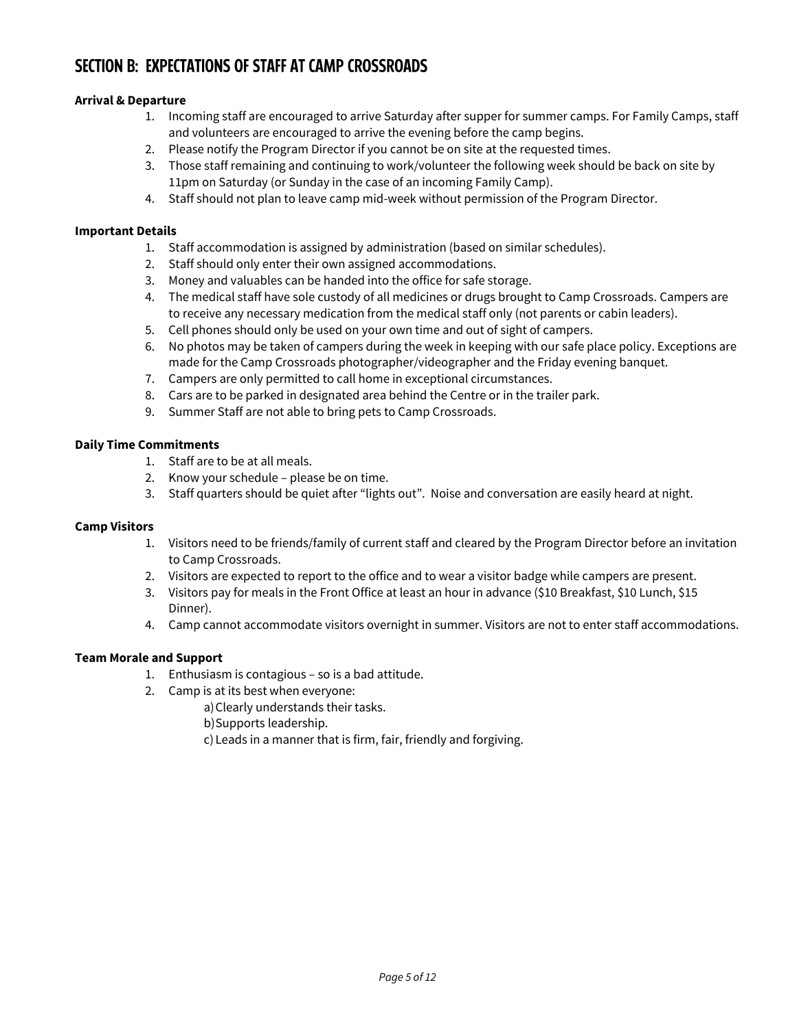## SECTION B: EXPECTATIONS OF STAFF AT CAMP CROSSROADS

**Arrival & Departure**

1. Incoming staff are encouraged to arrive Saturday after supper for summer camps. For Family Camps, staff and volunteers are encouraged to arrive the evening before the camp begins.
2. Please notify the Program Director if you cannot be on site at the requested times.
3. Those staff remaining and continuing to work/volunteer the following week should be back on site by 11pm on Saturday (or Sunday in the case of an incoming Family Camp).
4. Staff should not plan to leave camp mid-week without permission of the Program Director.

**Important Details**

1. Staff accommodation is assigned by administration (based on similar schedules).
2. Staff should only enter their own assigned accommodations.
3. Money and valuables can be handed into the office for safe storage.
4. The medical staff have sole custody of all medicines or drugs brought to Camp Crossroads. Campers are to receive any necessary medication from the medical staff only (not parents or cabin leaders).
5. Cell phones should only be used on your own time and out of sight of campers.
6. No photos may be taken of campers during the week in keeping with our safe place policy. Exceptions are made for the Camp Crossroads photographer/videographer and the Friday evening banquet.
7. Campers are only permitted to call home in exceptional circumstances.
8. Cars are to be parked in designated area behind the Centre or in the trailer park.
9. Summer Staff are not able to bring pets to Camp Crossroads.

**Daily Time Commitments**

1. Staff are to be at all meals.
2. Know your schedule – please be on time.
3. Staff quarters should be quiet after "lights out". Noise and conversation are easily heard at night.

**Camp Visitors**

1. Visitors need to be friends/family of current staff and cleared by the Program Director before an invitation to Camp Crossroads.
2. Visitors are expected to report to the office and to wear a visitor badge while campers are present.
3. Visitors pay for meals in the Front Office at least an hour in advance ($10 Breakfast, $10 Lunch, $15 Dinner).
4. Camp cannot accommodate visitors overnight in summer. Visitors are not to enter staff accommodations.

**Team Morale and Support**

1. Enthusiasm is contagious – so is a bad attitude.
2. Camp is at its best when everyone:
   a) Clearly understands their tasks.
   b) Supports leadership.
   c) Leads in a manner that is firm, fair, friendly and forgiving.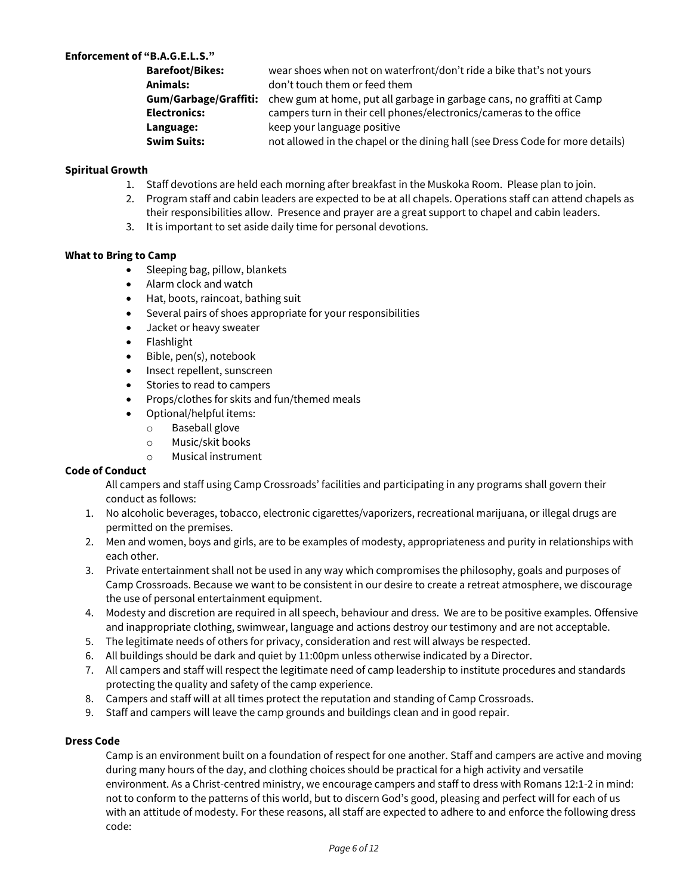**Enforcement of "B.A.G.E.L.S."**

| | |
|---|---|
| **Barefoot/Bikes:** | wear shoes when not on waterfront/don't ride a bike that's not yours |
| **Animals:** | don't touch them or feed them |
| **Gum/Garbage/Graffiti:** | chew gum at home, put all garbage in garbage cans, no graffiti at Camp |
| **Electronics:** | campers turn in their cell phones/electronics/cameras to the office |
| **Language:** | keep your language positive |
| **Swim Suits:** | not allowed in the chapel or the dining hall (see Dress Code for more details) |

**Spiritual Growth**

1. Staff devotions are held each morning after breakfast in the Muskoka Room. Please plan to join.
2. Program staff and cabin leaders are expected to be at all chapels. Operations staff can attend chapels as their responsibilities allow. Presence and prayer are a great support to chapel and cabin leaders.
3. It is important to set aside daily time for personal devotions.

**What to Bring to Camp**

- Sleeping bag, pillow, blankets
- Alarm clock and watch
- Hat, boots, raincoat, bathing suit
- Several pairs of shoes appropriate for your responsibilities
- Jacket or heavy sweater
- Flashlight
- Bible, pen(s), notebook
- Insect repellent, sunscreen
- Stories to read to campers
- Props/clothes for skits and fun/themed meals
- Optional/helpful items:
  - Baseball glove
  - Music/skit books
  - Musical instrument

**Code of Conduct**

All campers and staff using Camp Crossroads' facilities and participating in any programs shall govern their conduct as follows:

1. No alcoholic beverages, tobacco, electronic cigarettes/vaporizers, recreational marijuana, or illegal drugs are permitted on the premises.
2. Men and women, boys and girls, are to be examples of modesty, appropriateness and purity in relationships with each other.
3. Private entertainment shall not be used in any way which compromises the philosophy, goals and purposes of Camp Crossroads. Because we want to be consistent in our desire to create a retreat atmosphere, we discourage the use of personal entertainment equipment.
4. Modesty and discretion are required in all speech, behaviour and dress. We are to be positive examples. Offensive and inappropriate clothing, swimwear, language and actions destroy our testimony and are not acceptable.
5. The legitimate needs of others for privacy, consideration and rest will always be respected.
6. All buildings should be dark and quiet by 11:00pm unless otherwise indicated by a Director.
7. All campers and staff will respect the legitimate need of camp leadership to institute procedures and standards protecting the quality and safety of the camp experience.
8. Campers and staff will at all times protect the reputation and standing of Camp Crossroads.
9. Staff and campers will leave the camp grounds and buildings clean and in good repair.

**Dress Code**

Camp is an environment built on a foundation of respect for one another. Staff and campers are active and moving during many hours of the day, and clothing choices should be practical for a high activity and versatile environment. As a Christ-centred ministry, we encourage campers and staff to dress with Romans 12:1-2 in mind: not to conform to the patterns of this world, but to discern God's good, pleasing and perfect will for each of us with an attitude of modesty. For these reasons, all staff are expected to adhere to and enforce the following dress code: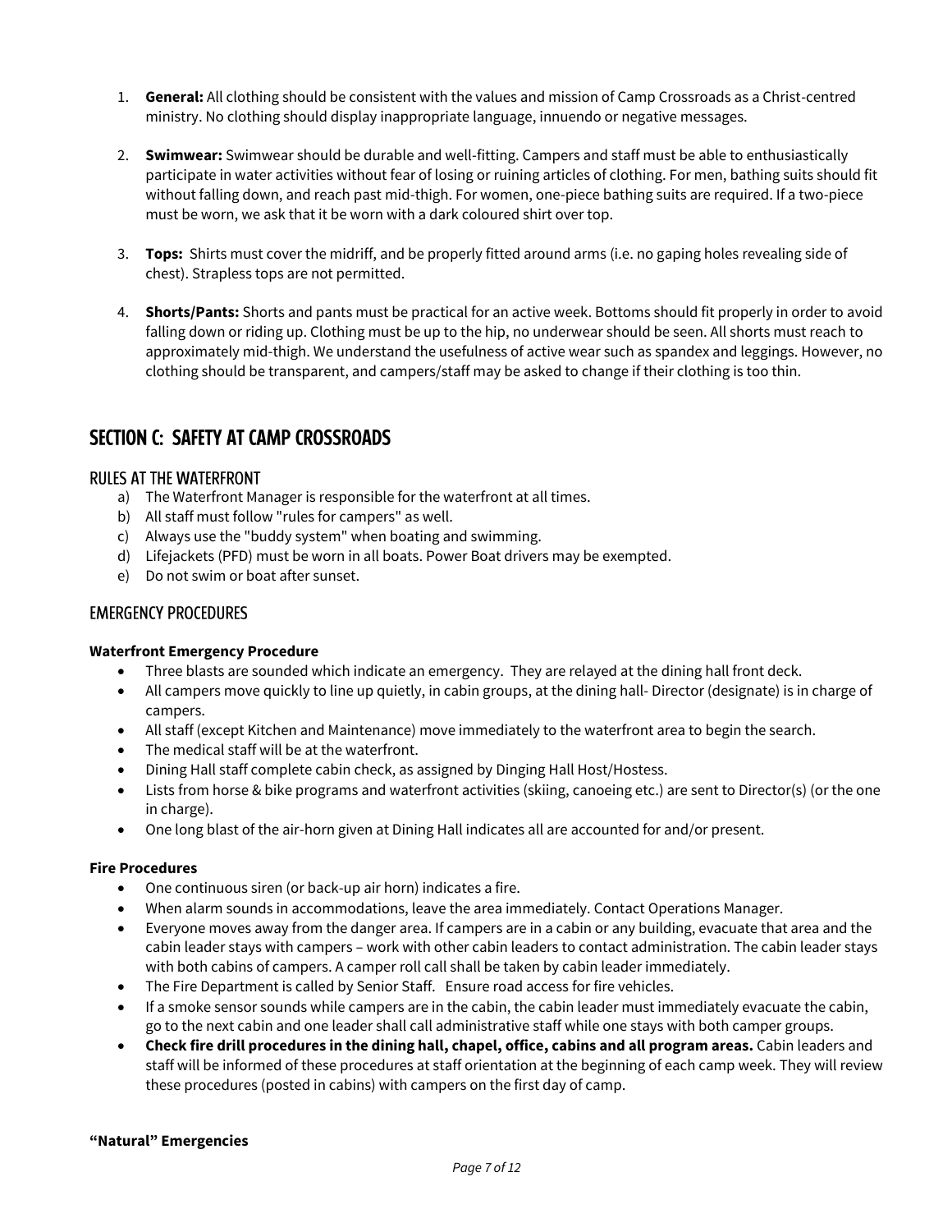1. **General:** All clothing should be consistent with the values and mission of Camp Crossroads as a Christ-centred ministry. No clothing should display inappropriate language, innuendo or negative messages.

2. **Swimwear:** Swimwear should be durable and well-fitting. Campers and staff must be able to enthusiastically participate in water activities without fear of losing or ruining articles of clothing. For men, bathing suits should fit without falling down, and reach past mid-thigh. For women, one-piece bathing suits are required. If a two-piece must be worn, we ask that it be worn with a dark coloured shirt over top.

3. **Tops:** Shirts must cover the midriff, and be properly fitted around arms (i.e. no gaping holes revealing side of chest). Strapless tops are not permitted.

4. **Shorts/Pants:** Shorts and pants must be practical for an active week. Bottoms should fit properly in order to avoid falling down or riding up. Clothing must be up to the hip, no underwear should be seen. All shorts must reach to approximately mid-thigh. We understand the usefulness of active wear such as spandex and leggings. However, no clothing should be transparent, and campers/staff may be asked to change if their clothing is too thin.

## SECTION C: SAFETY AT CAMP CROSSROADS

### RULES AT THE WATERFRONT

a) The Waterfront Manager is responsible for the waterfront at all times.
b) All staff must follow "rules for campers" as well.
c) Always use the "buddy system" when boating and swimming.
d) Lifejackets (PFD) must be worn in all boats. Power Boat drivers may be exempted.
e) Do not swim or boat after sunset.

### EMERGENCY PROCEDURES

**Waterfront Emergency Procedure**

- Three blasts are sounded which indicate an emergency. They are relayed at the dining hall front deck.
- All campers move quickly to line up quietly, in cabin groups, at the dining hall- Director (designate) is in charge of campers.
- All staff (except Kitchen and Maintenance) move immediately to the waterfront area to begin the search.
- The medical staff will be at the waterfront.
- Dining Hall staff complete cabin check, as assigned by Dinging Hall Host/Hostess.
- Lists from horse & bike programs and waterfront activities (skiing, canoeing etc.) are sent to Director(s) (or the one in charge).
- One long blast of the air-horn given at Dining Hall indicates all are accounted for and/or present.

**Fire Procedures**

- One continuous siren (or back-up air horn) indicates a fire.
- When alarm sounds in accommodations, leave the area immediately. Contact Operations Manager.
- Everyone moves away from the danger area. If campers are in a cabin or any building, evacuate that area and the cabin leader stays with campers – work with other cabin leaders to contact administration. The cabin leader stays with both cabins of campers. A camper roll call shall be taken by cabin leader immediately.
- The Fire Department is called by Senior Staff. Ensure road access for fire vehicles.
- If a smoke sensor sounds while campers are in the cabin, the cabin leader must immediately evacuate the cabin, go to the next cabin and one leader shall call administrative staff while one stays with both camper groups.
- **Check fire drill procedures in the dining hall, chapel, office, cabins and all program areas.** Cabin leaders and staff will be informed of these procedures at staff orientation at the beginning of each camp week. They will review these procedures (posted in cabins) with campers on the first day of camp.

**"Natural" Emergencies**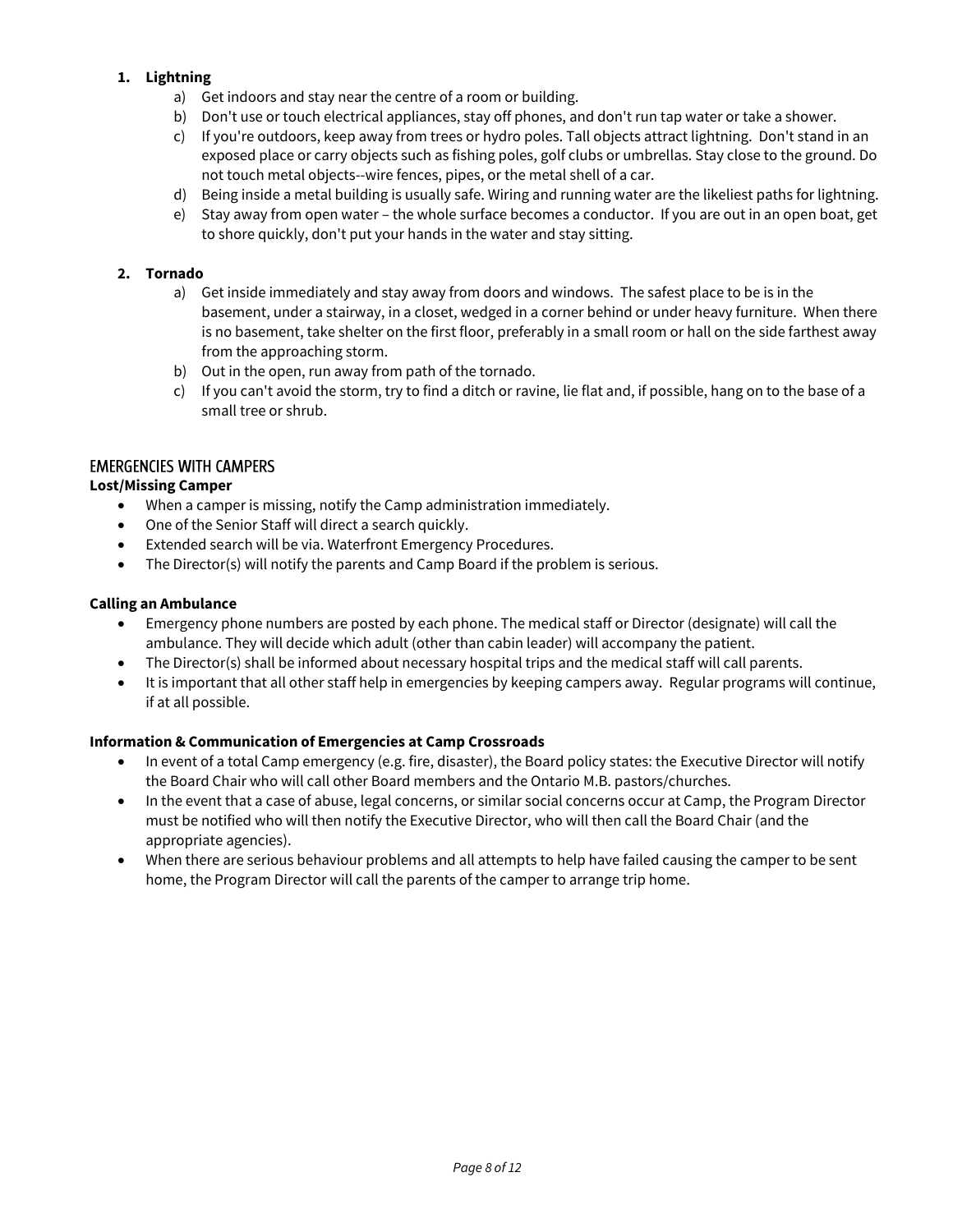1. **Lightning**
    a) Get indoors and stay near the centre of a room or building.
    b) Don't use or touch electrical appliances, stay off phones, and don't run tap water or take a shower.
    c) If you're outdoors, keep away from trees or hydro poles. Tall objects attract lightning. Don't stand in an exposed place or carry objects such as fishing poles, golf clubs or umbrellas. Stay close to the ground. Do not touch metal objects--wire fences, pipes, or the metal shell of a car.
    d) Being inside a metal building is usually safe. Wiring and running water are the likeliest paths for lightning.
    e) Stay away from open water – the whole surface becomes a conductor. If you are out in an open boat, get to shore quickly, don't put your hands in the water and stay sitting.

2. **Tornado**
    a) Get inside immediately and stay away from doors and windows. The safest place to be is in the basement, under a stairway, in a closet, wedged in a corner behind or under heavy furniture. When there is no basement, take shelter on the first floor, preferably in a small room or hall on the side farthest away from the approaching storm.
    b) Out in the open, run away from path of the tornado.
    c) If you can't avoid the storm, try to find a ditch or ravine, lie flat and, if possible, hang on to the base of a small tree or shrub.

## EMERGENCIES WITH CAMPERS

**Lost/Missing Camper**

- When a camper is missing, notify the Camp administration immediately.
- One of the Senior Staff will direct a search quickly.
- Extended search will be via. Waterfront Emergency Procedures.
- The Director(s) will notify the parents and Camp Board if the problem is serious.

**Calling an Ambulance**

- Emergency phone numbers are posted by each phone. The medical staff or Director (designate) will call the ambulance. They will decide which adult (other than cabin leader) will accompany the patient.
- The Director(s) shall be informed about necessary hospital trips and the medical staff will call parents.
- It is important that all other staff help in emergencies by keeping campers away. Regular programs will continue, if at all possible.

**Information & Communication of Emergencies at Camp Crossroads**

- In event of a total Camp emergency (e.g. fire, disaster), the Board policy states: the Executive Director will notify the Board Chair who will call other Board members and the Ontario M.B. pastors/churches.
- In the event that a case of abuse, legal concerns, or similar social concerns occur at Camp, the Program Director must be notified who will then notify the Executive Director, who will then call the Board Chair (and the appropriate agencies).
- When there are serious behaviour problems and all attempts to help have failed causing the camper to be sent home, the Program Director will call the parents of the camper to arrange trip home.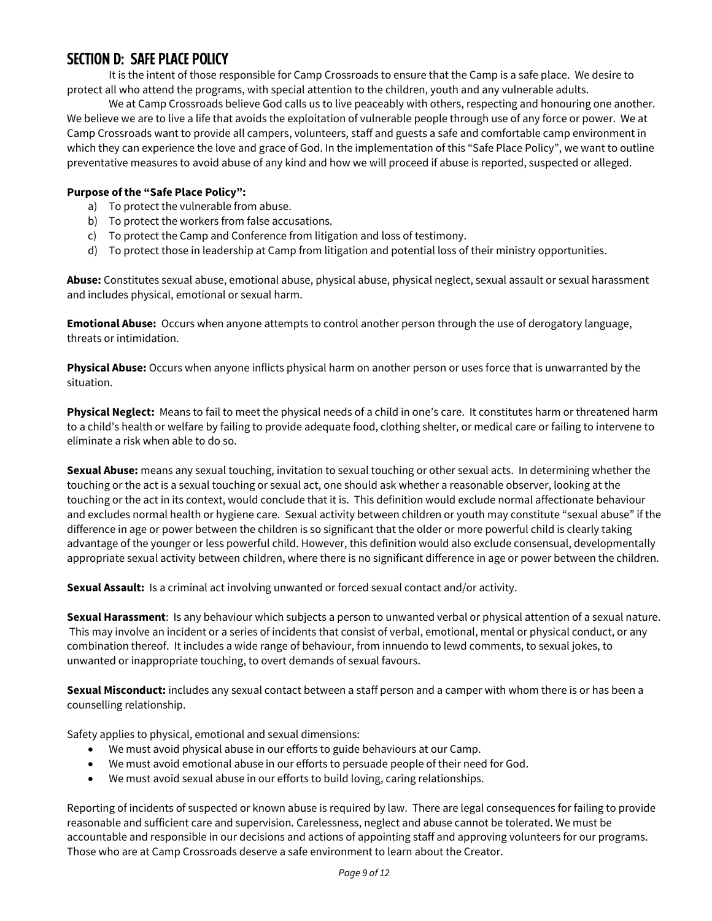## SECTION D: SAFE PLACE POLICY

It is the intent of those responsible for Camp Crossroads to ensure that the Camp is a safe place. We desire to protect all who attend the programs, with special attention to the children, youth and any vulnerable adults.

We at Camp Crossroads believe God calls us to live peaceably with others, respecting and honouring one another. We believe we are to live a life that avoids the exploitation of vulnerable people through use of any force or power. We at Camp Crossroads want to provide all campers, volunteers, staff and guests a safe and comfortable camp environment in which they can experience the love and grace of God. In the implementation of this "Safe Place Policy", we want to outline preventative measures to avoid abuse of any kind and how we will proceed if abuse is reported, suspected or alleged.

**Purpose of the "Safe Place Policy":**

a) To protect the vulnerable from abuse.
b) To protect the workers from false accusations.
c) To protect the Camp and Conference from litigation and loss of testimony.
d) To protect those in leadership at Camp from litigation and potential loss of their ministry opportunities.

**Abuse:** Constitutes sexual abuse, emotional abuse, physical abuse, physical neglect, sexual assault or sexual harassment and includes physical, emotional or sexual harm.

**Emotional Abuse:** Occurs when anyone attempts to control another person through the use of derogatory language, threats or intimidation.

**Physical Abuse:** Occurs when anyone inflicts physical harm on another person or uses force that is unwarranted by the situation.

**Physical Neglect:** Means to fail to meet the physical needs of a child in one's care. It constitutes harm or threatened harm to a child's health or welfare by failing to provide adequate food, clothing shelter, or medical care or failing to intervene to eliminate a risk when able to do so.

**Sexual Abuse:** means any sexual touching, invitation to sexual touching or other sexual acts. In determining whether the touching or the act is a sexual touching or sexual act, one should ask whether a reasonable observer, looking at the touching or the act in its context, would conclude that it is. This definition would exclude normal affectionate behaviour and excludes normal health or hygiene care. Sexual activity between children or youth may constitute "sexual abuse" if the difference in age or power between the children is so significant that the older or more powerful child is clearly taking advantage of the younger or less powerful child. However, this definition would also exclude consensual, developmentally appropriate sexual activity between children, where there is no significant difference in age or power between the children.

**Sexual Assault:** Is a criminal act involving unwanted or forced sexual contact and/or activity.

**Sexual Harassment**: Is any behaviour which subjects a person to unwanted verbal or physical attention of a sexual nature. This may involve an incident or a series of incidents that consist of verbal, emotional, mental or physical conduct, or any combination thereof. It includes a wide range of behaviour, from innuendo to lewd comments, to sexual jokes, to unwanted or inappropriate touching, to overt demands of sexual favours.

**Sexual Misconduct:** includes any sexual contact between a staff person and a camper with whom there is or has been a counselling relationship.

Safety applies to physical, emotional and sexual dimensions:

- We must avoid physical abuse in our efforts to guide behaviours at our Camp.
- We must avoid emotional abuse in our efforts to persuade people of their need for God.
- We must avoid sexual abuse in our efforts to build loving, caring relationships.

Reporting of incidents of suspected or known abuse is required by law. There are legal consequences for failing to provide reasonable and sufficient care and supervision. Carelessness, neglect and abuse cannot be tolerated. We must be accountable and responsible in our decisions and actions of appointing staff and approving volunteers for our programs. Those who are at Camp Crossroads deserve a safe environment to learn about the Creator.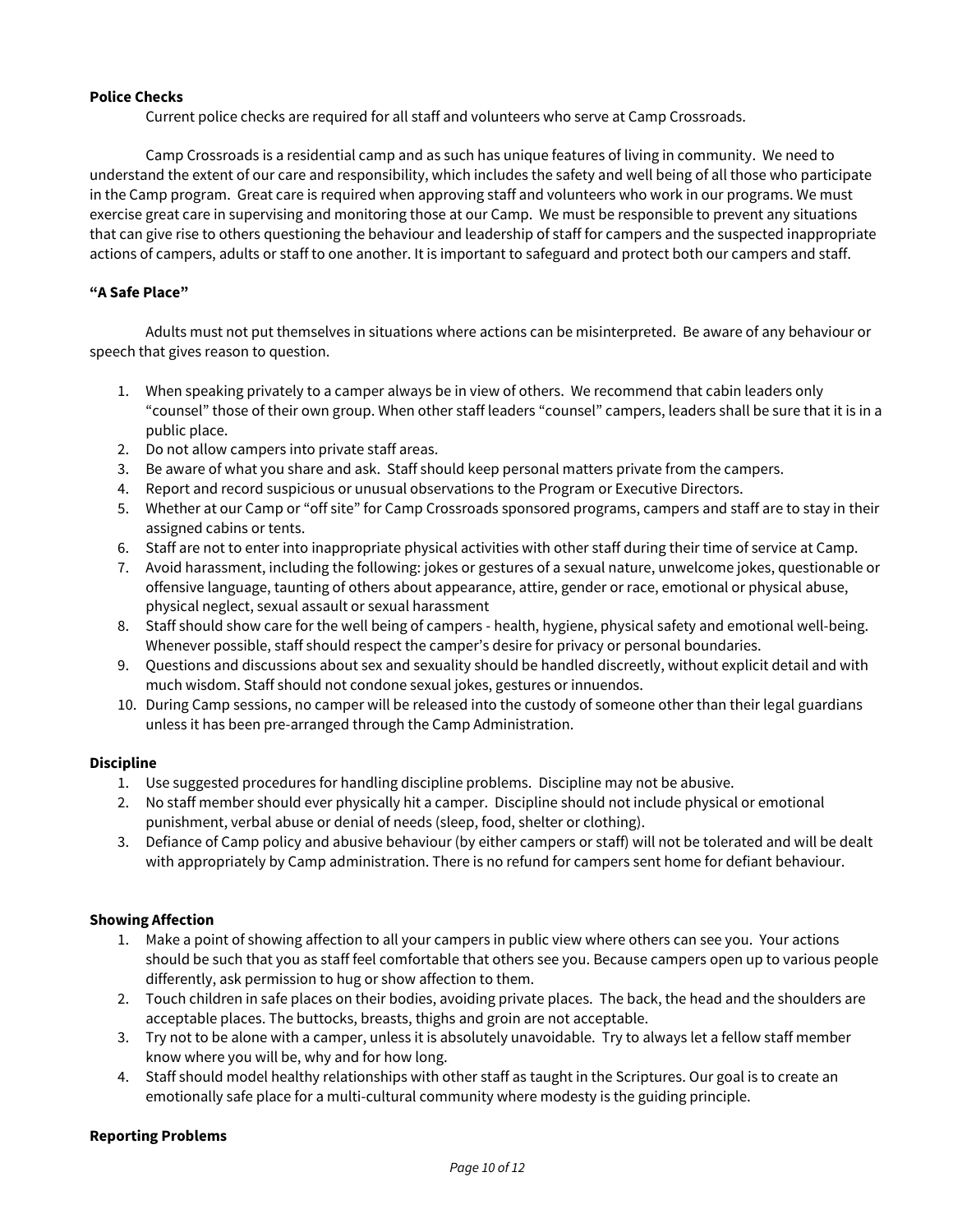**Police Checks**

Current police checks are required for all staff and volunteers who serve at Camp Crossroads.

Camp Crossroads is a residential camp and as such has unique features of living in community. We need to understand the extent of our care and responsibility, which includes the safety and well being of all those who participate in the Camp program. Great care is required when approving staff and volunteers who work in our programs. We must exercise great care in supervising and monitoring those at our Camp. We must be responsible to prevent any situations that can give rise to others questioning the behaviour and leadership of staff for campers and the suspected inappropriate actions of campers, adults or staff to one another. It is important to safeguard and protect both our campers and staff.

**"A Safe Place"**

Adults must not put themselves in situations where actions can be misinterpreted. Be aware of any behaviour or speech that gives reason to question.

1. When speaking privately to a camper always be in view of others. We recommend that cabin leaders only "counsel" those of their own group. When other staff leaders "counsel" campers, leaders shall be sure that it is in a public place.
2. Do not allow campers into private staff areas.
3. Be aware of what you share and ask. Staff should keep personal matters private from the campers.
4. Report and record suspicious or unusual observations to the Program or Executive Directors.
5. Whether at our Camp or "off site" for Camp Crossroads sponsored programs, campers and staff are to stay in their assigned cabins or tents.
6. Staff are not to enter into inappropriate physical activities with other staff during their time of service at Camp.
7. Avoid harassment, including the following: jokes or gestures of a sexual nature, unwelcome jokes, questionable or offensive language, taunting of others about appearance, attire, gender or race, emotional or physical abuse, physical neglect, sexual assault or sexual harassment
8. Staff should show care for the well being of campers - health, hygiene, physical safety and emotional well-being. Whenever possible, staff should respect the camper's desire for privacy or personal boundaries.
9. Questions and discussions about sex and sexuality should be handled discreetly, without explicit detail and with much wisdom. Staff should not condone sexual jokes, gestures or innuendos.
10. During Camp sessions, no camper will be released into the custody of someone other than their legal guardians unless it has been pre-arranged through the Camp Administration.

**Discipline**

1. Use suggested procedures for handling discipline problems. Discipline may not be abusive.
2. No staff member should ever physically hit a camper. Discipline should not include physical or emotional punishment, verbal abuse or denial of needs (sleep, food, shelter or clothing).
3. Defiance of Camp policy and abusive behaviour (by either campers or staff) will not be tolerated and will be dealt with appropriately by Camp administration. There is no refund for campers sent home for defiant behaviour.

**Showing Affection**

1. Make a point of showing affection to all your campers in public view where others can see you. Your actions should be such that you as staff feel comfortable that others see you. Because campers open up to various people differently, ask permission to hug or show affection to them.
2. Touch children in safe places on their bodies, avoiding private places. The back, the head and the shoulders are acceptable places. The buttocks, breasts, thighs and groin are not acceptable.
3. Try not to be alone with a camper, unless it is absolutely unavoidable. Try to always let a fellow staff member know where you will be, why and for how long.
4. Staff should model healthy relationships with other staff as taught in the Scriptures. Our goal is to create an emotionally safe place for a multi-cultural community where modesty is the guiding principle.

**Reporting Problems**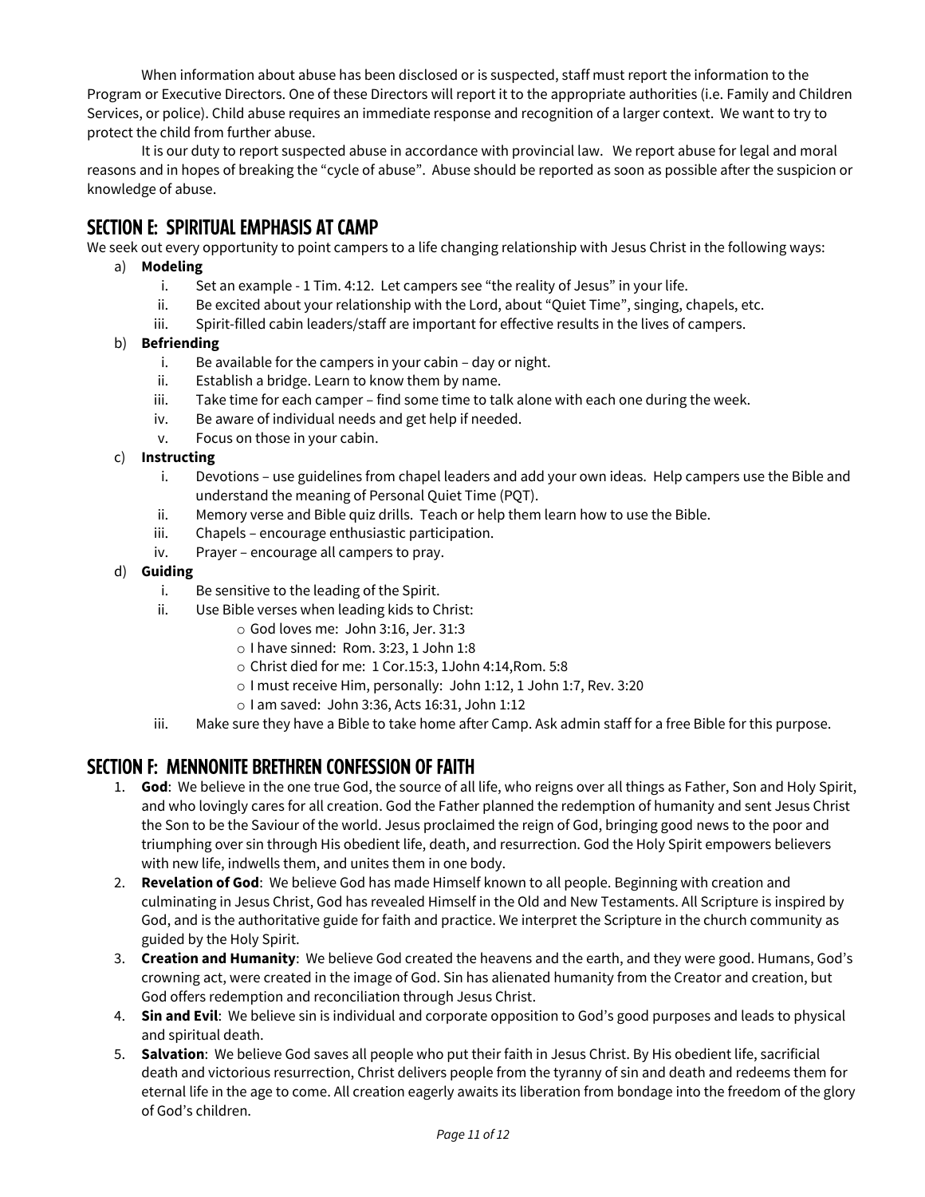When information about abuse has been disclosed or is suspected, staff must report the information to the Program or Executive Directors. One of these Directors will report it to the appropriate authorities (i.e. Family and Children Services, or police). Child abuse requires an immediate response and recognition of a larger context. We want to try to protect the child from further abuse.

It is our duty to report suspected abuse in accordance with provincial law. We report abuse for legal and moral reasons and in hopes of breaking the "cycle of abuse". Abuse should be reported as soon as possible after the suspicion or knowledge of abuse.

## SECTION E: SPIRITUAL EMPHASIS AT CAMP

We seek out every opportunity to point campers to a life changing relationship with Jesus Christ in the following ways:

a) **Modeling**
   i. Set an example - 1 Tim. 4:12. Let campers see "the reality of Jesus" in your life.
   ii. Be excited about your relationship with the Lord, about "Quiet Time", singing, chapels, etc.
   iii. Spirit-filled cabin leaders/staff are important for effective results in the lives of campers.

b) **Befriending**
   i. Be available for the campers in your cabin – day or night.
   ii. Establish a bridge. Learn to know them by name.
   iii. Take time for each camper – find some time to talk alone with each one during the week.
   iv. Be aware of individual needs and get help if needed.
   v. Focus on those in your cabin.

c) **Instructing**
   i. Devotions – use guidelines from chapel leaders and add your own ideas. Help campers use the Bible and understand the meaning of Personal Quiet Time (PQT).
   ii. Memory verse and Bible quiz drills. Teach or help them learn how to use the Bible.
   iii. Chapels – encourage enthusiastic participation.
   iv. Prayer – encourage all campers to pray.

d) **Guiding**
   i. Be sensitive to the leading of the Spirit.
   ii. Use Bible verses when leading kids to Christ:
      - God loves me: John 3:16, Jer. 31:3
      - I have sinned: Rom. 3:23, 1 John 1:8
      - Christ died for me: 1 Cor.15:3, 1John 4:14,Rom. 5:8
      - I must receive Him, personally: John 1:12, 1 John 1:7, Rev. 3:20
      - I am saved: John 3:36, Acts 16:31, John 1:12
   iii. Make sure they have a Bible to take home after Camp. Ask admin staff for a free Bible for this purpose.

## SECTION F: MENNONITE BRETHREN CONFESSION OF FAITH

1. **God**: We believe in the one true God, the source of all life, who reigns over all things as Father, Son and Holy Spirit, and who lovingly cares for all creation. God the Father planned the redemption of humanity and sent Jesus Christ the Son to be the Saviour of the world. Jesus proclaimed the reign of God, bringing good news to the poor and triumphing over sin through His obedient life, death, and resurrection. God the Holy Spirit empowers believers with new life, indwells them, and unites them in one body.
2. **Revelation of God**: We believe God has made Himself known to all people. Beginning with creation and culminating in Jesus Christ, God has revealed Himself in the Old and New Testaments. All Scripture is inspired by God, and is the authoritative guide for faith and practice. We interpret the Scripture in the church community as guided by the Holy Spirit.
3. **Creation and Humanity**: We believe God created the heavens and the earth, and they were good. Humans, God's crowning act, were created in the image of God. Sin has alienated humanity from the Creator and creation, but God offers redemption and reconciliation through Jesus Christ.
4. **Sin and Evil**: We believe sin is individual and corporate opposition to God's good purposes and leads to physical and spiritual death.
5. **Salvation**: We believe God saves all people who put their faith in Jesus Christ. By His obedient life, sacrificial death and victorious resurrection, Christ delivers people from the tyranny of sin and death and redeems them for eternal life in the age to come. All creation eagerly awaits its liberation from bondage into the freedom of the glory of God's children.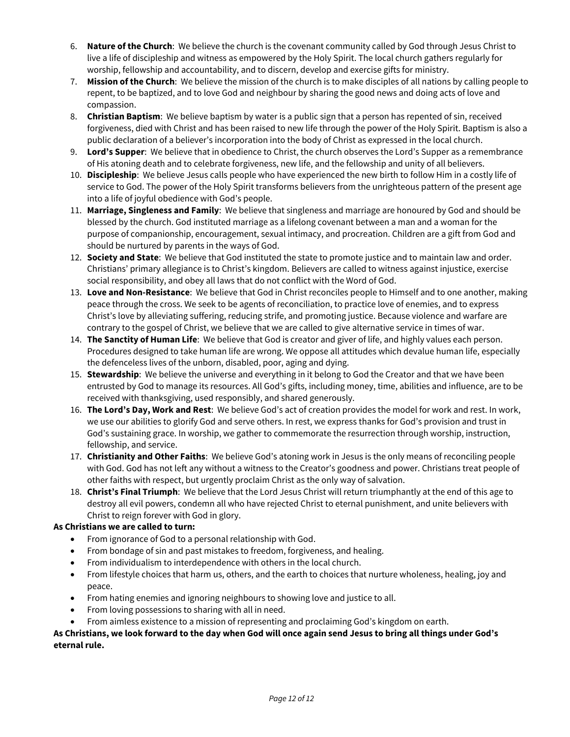6. **Nature of the Church**: We believe the church is the covenant community called by God through Jesus Christ to live a life of discipleship and witness as empowered by the Holy Spirit. The local church gathers regularly for worship, fellowship and accountability, and to discern, develop and exercise gifts for ministry.
7. **Mission of the Church**: We believe the mission of the church is to make disciples of all nations by calling people to repent, to be baptized, and to love God and neighbour by sharing the good news and doing acts of love and compassion.
8. **Christian Baptism**: We believe baptism by water is a public sign that a person has repented of sin, received forgiveness, died with Christ and has been raised to new life through the power of the Holy Spirit. Baptism is also a public declaration of a believer's incorporation into the body of Christ as expressed in the local church.
9. **Lord's Supper**: We believe that in obedience to Christ, the church observes the Lord's Supper as a remembrance of His atoning death and to celebrate forgiveness, new life, and the fellowship and unity of all believers.
10. **Discipleship**: We believe Jesus calls people who have experienced the new birth to follow Him in a costly life of service to God. The power of the Holy Spirit transforms believers from the unrighteous pattern of the present age into a life of joyful obedience with God's people.
11. **Marriage, Singleness and Family**: We believe that singleness and marriage are honoured by God and should be blessed by the church. God instituted marriage as a lifelong covenant between a man and a woman for the purpose of companionship, encouragement, sexual intimacy, and procreation. Children are a gift from God and should be nurtured by parents in the ways of God.
12. **Society and State**: We believe that God instituted the state to promote justice and to maintain law and order. Christians' primary allegiance is to Christ's kingdom. Believers are called to witness against injustice, exercise social responsibility, and obey all laws that do not conflict with the Word of God.
13. **Love and Non-Resistance**: We believe that God in Christ reconciles people to Himself and to one another, making peace through the cross. We seek to be agents of reconciliation, to practice love of enemies, and to express Christ's love by alleviating suffering, reducing strife, and promoting justice. Because violence and warfare are contrary to the gospel of Christ, we believe that we are called to give alternative service in times of war.
14. **The Sanctity of Human Life**: We believe that God is creator and giver of life, and highly values each person. Procedures designed to take human life are wrong. We oppose all attitudes which devalue human life, especially the defenceless lives of the unborn, disabled, poor, aging and dying.
15. **Stewardship**: We believe the universe and everything in it belong to God the Creator and that we have been entrusted by God to manage its resources. All God's gifts, including money, time, abilities and influence, are to be received with thanksgiving, used responsibly, and shared generously.
16. **The Lord's Day, Work and Rest**: We believe God's act of creation provides the model for work and rest. In work, we use our abilities to glorify God and serve others. In rest, we express thanks for God's provision and trust in God's sustaining grace. In worship, we gather to commemorate the resurrection through worship, instruction, fellowship, and service.
17. **Christianity and Other Faiths**: We believe God's atoning work in Jesus is the only means of reconciling people with God. God has not left any without a witness to the Creator's goodness and power. Christians treat people of other faiths with respect, but urgently proclaim Christ as the only way of salvation.
18. **Christ's Final Triumph**: We believe that the Lord Jesus Christ will return triumphantly at the end of this age to destroy all evil powers, condemn all who have rejected Christ to eternal punishment, and unite believers with Christ to reign forever with God in glory.

**As Christians we are called to turn:**

- From ignorance of God to a personal relationship with God.
- From bondage of sin and past mistakes to freedom, forgiveness, and healing.
- From individualism to interdependence with others in the local church.
- From lifestyle choices that harm us, others, and the earth to choices that nurture wholeness, healing, joy and peace.
- From hating enemies and ignoring neighbours to showing love and justice to all.
- From loving possessions to sharing with all in need.
- From aimless existence to a mission of representing and proclaiming God's kingdom on earth.

**As Christians, we look forward to the day when God will once again send Jesus to bring all things under God's eternal rule.**